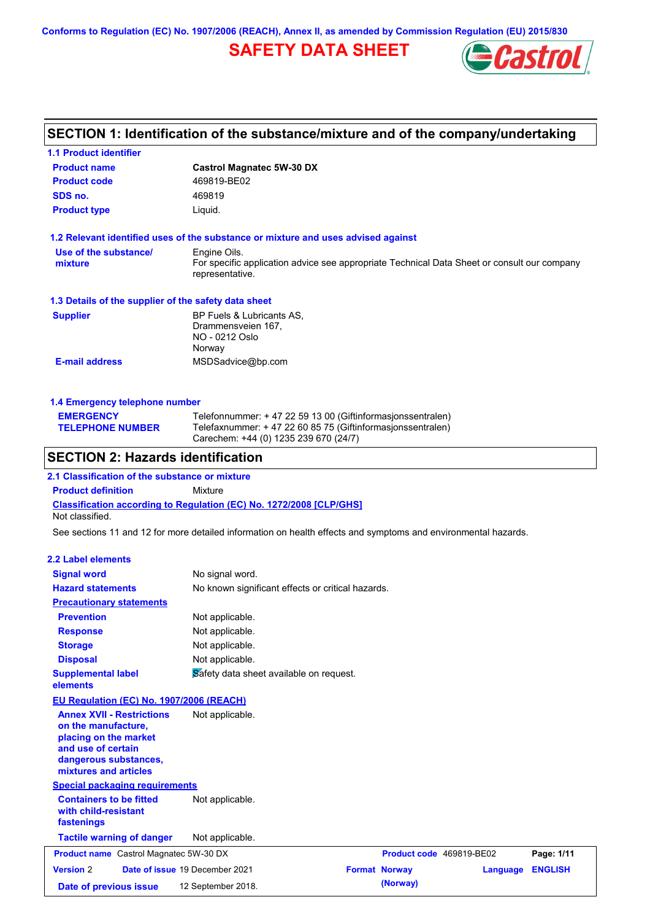Conforms to Regulation (EC) No. 1907/2006 (REACH), Annex II, as amended by Commission Regulation (EU) 2015/830

# SAFETY DATA SHEET

## SECTION 1: Identification of the substance/mixture and of the company/undertaking

### 1.1 Product identifier

| | |
|---|---|
| **Product name** | **Castrol Magnatec 5W-30 DX** |
| **Product code** | 469819-BE02 |
| **SDS no.** | 469819 |
| **Product type** | Liquid. |

### 1.2 Relevant identified uses of the substance or mixture and uses advised against

| | |
|---|---|
| **Use of the substance/ mixture** | Engine Oils. For specific application advice see appropriate Technical Data Sheet or consult our company representative. |

### 1.3 Details of the supplier of the safety data sheet

| | |
|---|---|
| **Supplier** | BP Fuels & Lubricants AS, Drammensveien 167, NO - 0212 Oslo Norway |
| **E-mail address** | MSDSadvice@bp.com |

### 1.4 Emergency telephone number

| | |
|---|---|
| **EMERGENCY TELEPHONE NUMBER** | Telefonnummer: + 47 22 59 13 00 (Giftinformasjonssentralen) Telefaxnummer: + 47 22 60 85 75 (Giftinformasjonssentralen) Carechem: +44 (0) 1235 239 670 (24/7) |

## SECTION 2: Hazards identification

### 2.1 Classification of the substance or mixture

**Product definition** Mixture

**Classification according to Regulation (EC) No. 1272/2008 [CLP/GHS]**

Not classified.

See sections 11 and 12 for more detailed information on health effects and symptoms and environmental hazards.

### 2.2 Label elements

| | |
|---|---|
| **Signal word** | No signal word. |
| **Hazard statements** | No known significant effects or critical hazards. |
| **Precautionary statements** | |
| **Prevention** | Not applicable. |
| **Response** | Not applicable. |
| **Storage** | Not applicable. |
| **Disposal** | Not applicable. |
| **Supplemental label elements** | Safety data sheet available on request. |

**EU Regulation (EC) No. 1907/2006 (REACH)**

| | |
|---|---|
| **Annex XVII - Restrictions on the manufacture, placing on the market and use of certain dangerous substances, mixtures and articles** | Not applicable. |

**Special packaging requirements**

| | |
|---|---|
| **Containers to be fitted with child-resistant fastenings** | Not applicable. |
| **Tactile warning of danger** | Not applicable. |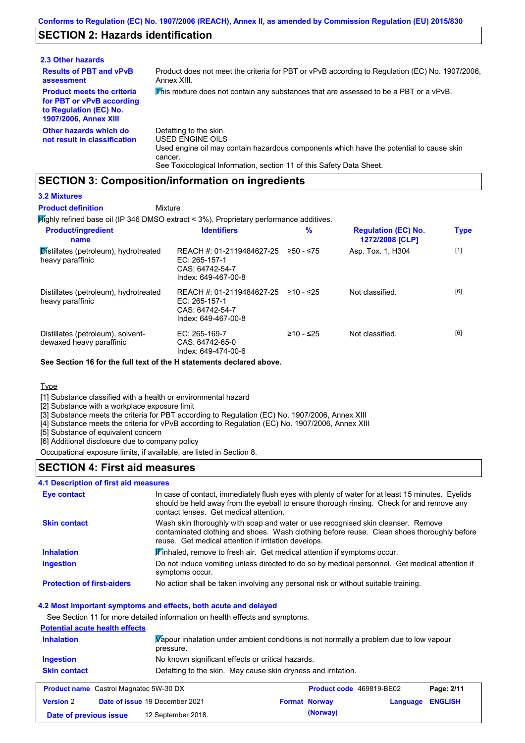Conforms to Regulation (EC) No. 1907/2006 (REACH), Annex II, as amended by Commission Regulation (EU) 2015/830

## SECTION 2: Hazards identification

### 2.3 Other hazards

| | |
|---|---|
| **Results of PBT and vPvB assessment** | Product does not meet the criteria for PBT or vPvB according to Regulation (EC) No. 1907/2006, Annex XIII. |
| **Product meets the criteria for PBT or vPvB according to Regulation (EC) No. 1907/2006, Annex XIII** | This mixture does not contain any substances that are assessed to be a PBT or a vPvB. |
| **Other hazards which do not result in classification** | Defatting to the skin.<br>USED ENGINE OILS<br>Used engine oil may contain hazardous components which have the potential to cause skin cancer.<br>See Toxicological Information, section 11 of this Safety Data Sheet. |

## SECTION 3: Composition/information on ingredients

### 3.2 Mixtures

**Product definition** Mixture

Highly refined base oil (IP 346 DMSO extract < 3%). Proprietary performance additives.

| Product/ingredient name | Identifiers | % | Regulation (EC) No. 1272/2008 [CLP] | Type |
|---|---|---|---|---|
| Distillates (petroleum), hydrotreated heavy paraffinic | REACH #: 01-2119484627-25<br>EC: 265-157-1<br>CAS: 64742-54-7<br>Index: 649-467-00-8 | ≥50 - ≤75 | Asp. Tox. 1, H304 | [1] |
| Distillates (petroleum), hydrotreated heavy paraffinic | REACH #: 01-2119484627-25<br>EC: 265-157-1<br>CAS: 64742-54-7<br>Index: 649-467-00-8 | ≥10 - ≤25 | Not classified. | [6] |
| Distillates (petroleum), solvent-dewaxed heavy paraffinic | EC: 265-169-7<br>CAS: 64742-65-0<br>Index: 649-474-00-6 | ≥10 - ≤25 | Not classified. | [6] |

**See Section 16 for the full text of the H statements declared above.**

Type

[1] Substance classified with a health or environmental hazard
[2] Substance with a workplace exposure limit
[3] Substance meets the criteria for PBT according to Regulation (EC) No. 1907/2006, Annex XIII
[4] Substance meets the criteria for vPvB according to Regulation (EC) No. 1907/2006, Annex XIII
[5] Substance of equivalent concern
[6] Additional disclosure due to company policy

Occupational exposure limits, if available, are listed in Section 8.

## SECTION 4: First aid measures

### 4.1 Description of first aid measures

| | |
|---|---|
| **Eye contact** | In case of contact, immediately flush eyes with plenty of water for at least 15 minutes. Eyelids should be held away from the eyeball to ensure thorough rinsing. Check for and remove any contact lenses. Get medical attention. |
| **Skin contact** | Wash skin thoroughly with soap and water or use recognised skin cleanser. Remove contaminated clothing and shoes. Wash clothing before reuse. Clean shoes thoroughly before reuse. Get medical attention if irritation develops. |
| **Inhalation** | If inhaled, remove to fresh air. Get medical attention if symptoms occur. |
| **Ingestion** | Do not induce vomiting unless directed to do so by medical personnel. Get medical attention if symptoms occur. |
| **Protection of first-aiders** | No action shall be taken involving any personal risk or without suitable training. |

### 4.2 Most important symptoms and effects, both acute and delayed

See Section 11 for more detailed information on health effects and symptoms.

**Potential acute health effects**

| | |
|---|---|
| **Inhalation** | Vapour inhalation under ambient conditions is not normally a problem due to low vapour pressure. |
| **Ingestion** | No known significant effects or critical hazards. |
| **Skin contact** | Defatting to the skin. May cause skin dryness and irritation. |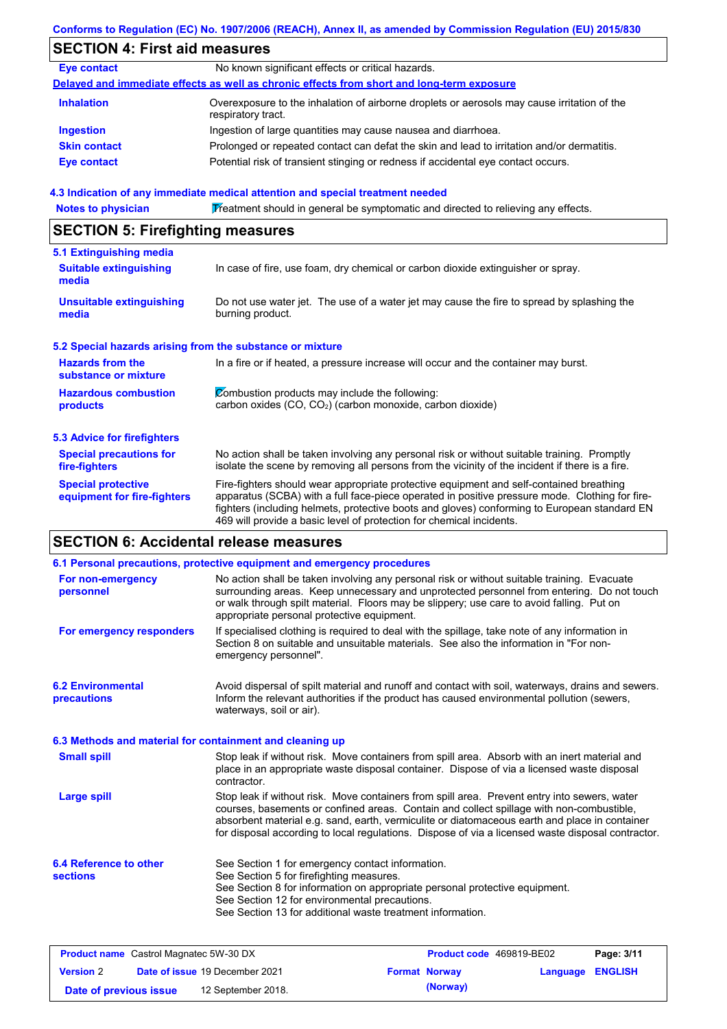Conforms to Regulation (EC) No. 1907/2006 (REACH), Annex II, as amended by Commission Regulation (EU) 2015/830

## SECTION 4: First aid measures

| | |
|---|---|
| **Eye contact** | No known significant effects or critical hazards. |

**Delayed and immediate effects as well as chronic effects from short and long-term exposure**

| | |
|---|---|
| **Inhalation** | Overexposure to the inhalation of airborne droplets or aerosols may cause irritation of the respiratory tract. |
| **Ingestion** | Ingestion of large quantities may cause nausea and diarrhoea. |
| **Skin contact** | Prolonged or repeated contact can defat the skin and lead to irritation and/or dermatitis. |
| **Eye contact** | Potential risk of transient stinging or redness if accidental eye contact occurs. |

### 4.3 Indication of any immediate medical attention and special treatment needed

| | |
|---|---|
| **Notes to physician** | Treatment should in general be symptomatic and directed to relieving any effects. |

## SECTION 5: Firefighting measures

### 5.1 Extinguishing media

| | |
|---|---|
| **Suitable extinguishing media** | In case of fire, use foam, dry chemical or carbon dioxide extinguisher or spray. |
| **Unsuitable extinguishing media** | Do not use water jet. The use of a water jet may cause the fire to spread by splashing the burning product. |

### 5.2 Special hazards arising from the substance or mixture

| | |
|---|---|
| **Hazards from the substance or mixture** | In a fire or if heated, a pressure increase will occur and the container may burst. |
| **Hazardous combustion products** | Combustion products may include the following: carbon oxides (CO, $CO_2$) (carbon monoxide, carbon dioxide) |

### 5.3 Advice for firefighters

| | |
|---|---|
| **Special precautions for fire-fighters** | No action shall be taken involving any personal risk or without suitable training. Promptly isolate the scene by removing all persons from the vicinity of the incident if there is a fire. |
| **Special protective equipment for fire-fighters** | Fire-fighters should wear appropriate protective equipment and self-contained breathing apparatus (SCBA) with a full face-piece operated in positive pressure mode. Clothing for fire-fighters (including helmets, protective boots and gloves) conforming to European standard EN 469 will provide a basic level of protection for chemical incidents. |

## SECTION 6: Accidental release measures

### 6.1 Personal precautions, protective equipment and emergency procedures

| | |
|---|---|
| **For non-emergency personnel** | No action shall be taken involving any personal risk or without suitable training. Evacuate surrounding areas. Keep unnecessary and unprotected personnel from entering. Do not touch or walk through spilt material. Floors may be slippery; use care to avoid falling. Put on appropriate personal protective equipment. |
| **For emergency responders** | If specialised clothing is required to deal with the spillage, take note of any information in Section 8 on suitable and unsuitable materials. See also the information in "For non-emergency personnel". |

| | |
|---|---|
| **6.2 Environmental precautions** | Avoid dispersal of spilt material and runoff and contact with soil, waterways, drains and sewers. Inform the relevant authorities if the product has caused environmental pollution (sewers, waterways, soil or air). |

### 6.3 Methods and material for containment and cleaning up

| | |
|---|---|
| **Small spill** | Stop leak if without risk. Move containers from spill area. Absorb with an inert material and place in an appropriate waste disposal container. Dispose of via a licensed waste disposal contractor. |
| **Large spill** | Stop leak if without risk. Move containers from spill area. Prevent entry into sewers, water courses, basements or confined areas. Contain and collect spillage with non-combustible, absorbent material e.g. sand, earth, vermiculite or diatomaceous earth and place in container for disposal according to local regulations. Dispose of via a licensed waste disposal contractor. |

| | |
|---|---|
| **6.4 Reference to other sections** | See Section 1 for emergency contact information.<br>See Section 5 for firefighting measures.<br>See Section 8 for information on appropriate personal protective equipment.<br>See Section 12 for environmental precautions.<br>See Section 13 for additional waste treatment information. |

| | | | |
|---|---|---|---|
| **Product name** Castrol Magnatec 5W-30 DX | | **Product code** 469819-BE02 | |
| **Version** 2 | **Date of issue** 19 December 2021 | **Format** Norway (Norway) | **Language** ENGLISH |
| **Date of previous issue** | 12 September 2018. | | |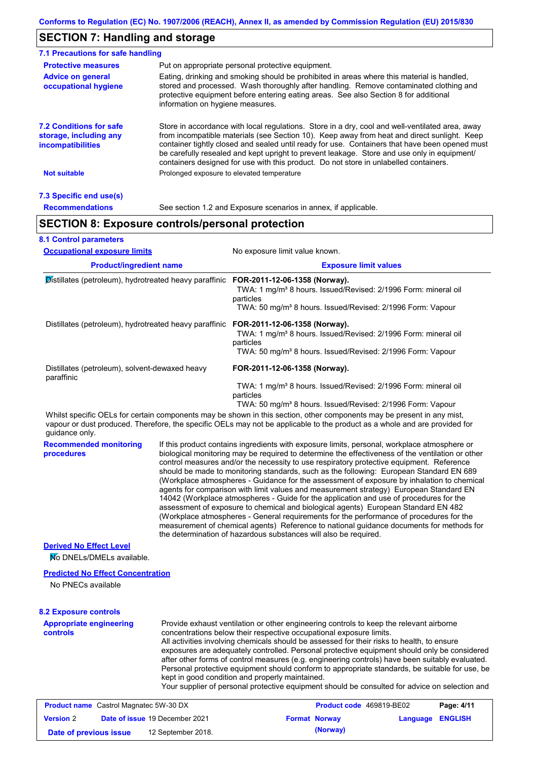## SECTION 7: Handling and storage

### 7.1 Precautions for safe handling

**Protective measures**

Put on appropriate personal protective equipment.

**Advice on general occupational hygiene**

Eating, drinking and smoking should be prohibited in areas where this material is handled, stored and processed. Wash thoroughly after handling. Remove contaminated clothing and protective equipment before entering eating areas. See also Section 8 for additional information on hygiene measures.

### 7.2 Conditions for safe storage, including any incompatibilities

Store in accordance with local regulations. Store in a dry, cool and well-ventilated area, away from incompatible materials (see Section 10). Keep away from heat and direct sunlight. Keep container tightly closed and sealed until ready for use. Containers that have been opened must be carefully resealed and kept upright to prevent leakage. Store and use only in equipment/containers designed for use with this product. Do not store in unlabelled containers.

**Not suitable**

Prolonged exposure to elevated temperature

### 7.3 Specific end use(s)

**Recommendations**

See section 1.2 and Exposure scenarios in annex, if applicable.

## SECTION 8: Exposure controls/personal protection

### 8.1 Control parameters

**Occupational exposure limits**

No exposure limit value known.

| Product/ingredient name | Exposure limit values |
|---|---|
| Distillates (petroleum), hydrotreated heavy paraffinic | **FOR-2011-12-06-1358 (Norway).**<br>TWA: 1 mg/m³ 8 hours. Issued/Revised: 2/1996 Form: mineral oil particles<br>TWA: 50 mg/m³ 8 hours. Issued/Revised: 2/1996 Form: Vapour |
| Distillates (petroleum), hydrotreated heavy paraffinic | **FOR-2011-12-06-1358 (Norway).**<br>TWA: 1 mg/m³ 8 hours. Issued/Revised: 2/1996 Form: mineral oil particles<br>TWA: 50 mg/m³ 8 hours. Issued/Revised: 2/1996 Form: Vapour |
| Distillates (petroleum), solvent-dewaxed heavy paraffinic | **FOR-2011-12-06-1358 (Norway).**<br>TWA: 1 mg/m³ 8 hours. Issued/Revised: 2/1996 Form: mineral oil particles<br>TWA: 50 mg/m³ 8 hours. Issued/Revised: 2/1996 Form: Vapour |

Whilst specific OELs for certain components may be shown in this section, other components may be present in any mist, vapour or dust produced. Therefore, the specific OELs may not be applicable to the product as a whole and are provided for guidance only.

**Recommended monitoring procedures**

If this product contains ingredients with exposure limits, personal, workplace atmosphere or biological monitoring may be required to determine the effectiveness of the ventilation or other control measures and/or the necessity to use respiratory protective equipment. Reference should be made to monitoring standards, such as the following: European Standard EN 689 (Workplace atmospheres - Guidance for the assessment of exposure by inhalation to chemical agents for comparison with limit values and measurement strategy) European Standard EN 14042 (Workplace atmospheres - Guide for the application and use of procedures for the assessment of exposure to chemical and biological agents) European Standard EN 482 (Workplace atmospheres - General requirements for the performance of procedures for the measurement of chemical agents) Reference to national guidance documents for methods for the determination of hazardous substances will also be required.

**Derived No Effect Level**

No DNELs/DMELs available.

**Predicted No Effect Concentration**

No PNECs available

### 8.2 Exposure controls

**Appropriate engineering controls**

Provide exhaust ventilation or other engineering controls to keep the relevant airborne concentrations below their respective occupational exposure limits.
All activities involving chemicals should be assessed for their risks to health, to ensure exposures are adequately controlled. Personal protective equipment should only be considered after other forms of control measures (e.g. engineering controls) have been suitably evaluated. Personal protective equipment should conform to appropriate standards, be suitable for use, be kept in good condition and properly maintained.
Your supplier of personal protective equipment should be consulted for advice on selection and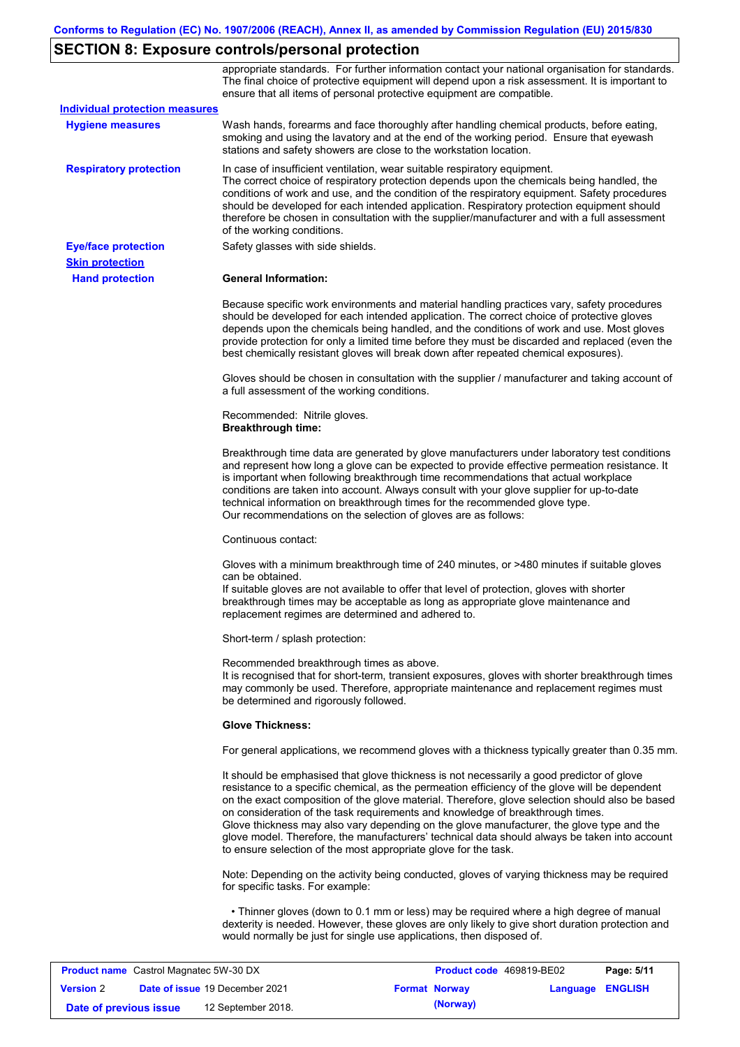## SECTION 8: Exposure controls/personal protection

appropriate standards. For further information contact your national organisation for standards. The final choice of protective equipment will depend upon a risk assessment. It is important to ensure that all items of personal protective equipment are compatible.

**Individual protection measures**

**Hygiene measures**

Wash hands, forearms and face thoroughly after handling chemical products, before eating, smoking and using the lavatory and at the end of the working period. Ensure that eyewash stations and safety showers are close to the workstation location.

**Respiratory protection**

In case of insufficient ventilation, wear suitable respiratory equipment.
The correct choice of respiratory protection depends upon the chemicals being handled, the conditions of work and use, and the condition of the respiratory equipment. Safety procedures should be developed for each intended application. Respiratory protection equipment should therefore be chosen in consultation with the supplier/manufacturer and with a full assessment of the working conditions.

**Eye/face protection**

Safety glasses with side shields.

**Skin protection**

**Hand protection**

**General Information:**

Because specific work environments and material handling practices vary, safety procedures should be developed for each intended application. The correct choice of protective gloves depends upon the chemicals being handled, and the conditions of work and use. Most gloves provide protection for only a limited time before they must be discarded and replaced (even the best chemically resistant gloves will break down after repeated chemical exposures).

Gloves should be chosen in consultation with the supplier / manufacturer and taking account of a full assessment of the working conditions.

Recommended: Nitrile gloves.
**Breakthrough time:**

Breakthrough time data are generated by glove manufacturers under laboratory test conditions and represent how long a glove can be expected to provide effective permeation resistance. It is important when following breakthrough time recommendations that actual workplace conditions are taken into account. Always consult with your glove supplier for up-to-date technical information on breakthrough times for the recommended glove type.
Our recommendations on the selection of gloves are as follows:

Continuous contact:

Gloves with a minimum breakthrough time of 240 minutes, or >480 minutes if suitable gloves can be obtained.
If suitable gloves are not available to offer that level of protection, gloves with shorter breakthrough times may be acceptable as long as appropriate glove maintenance and replacement regimes are determined and adhered to.

Short-term / splash protection:

Recommended breakthrough times as above.
It is recognised that for short-term, transient exposures, gloves with shorter breakthrough times may commonly be used. Therefore, appropriate maintenance and replacement regimes must be determined and rigorously followed.

**Glove Thickness:**

For general applications, we recommend gloves with a thickness typically greater than 0.35 mm.

It should be emphasised that glove thickness is not necessarily a good predictor of glove resistance to a specific chemical, as the permeation efficiency of the glove will be dependent on the exact composition of the glove material. Therefore, glove selection should also be based on consideration of the task requirements and knowledge of breakthrough times.
Glove thickness may also vary depending on the glove manufacturer, the glove type and the glove model. Therefore, the manufacturers' technical data should always be taken into account to ensure selection of the most appropriate glove for the task.

Note: Depending on the activity being conducted, gloves of varying thickness may be required for specific tasks. For example:

• Thinner gloves (down to 0.1 mm or less) may be required where a high degree of manual dexterity is needed. However, these gloves are only likely to give short duration protection and would normally be just for single use applications, then disposed of.

| **Product name** Castrol Magnatec 5W-30 DX | **Product code** 469819-BE02 | **Page:** 5/11 |
|---|---|---|
| **Version** 2 **Date of issue** 19 December 2021 | **Format Norway (Norway)** | **Language ENGLISH** |
| **Date of previous issue** 12 September 2018. | | |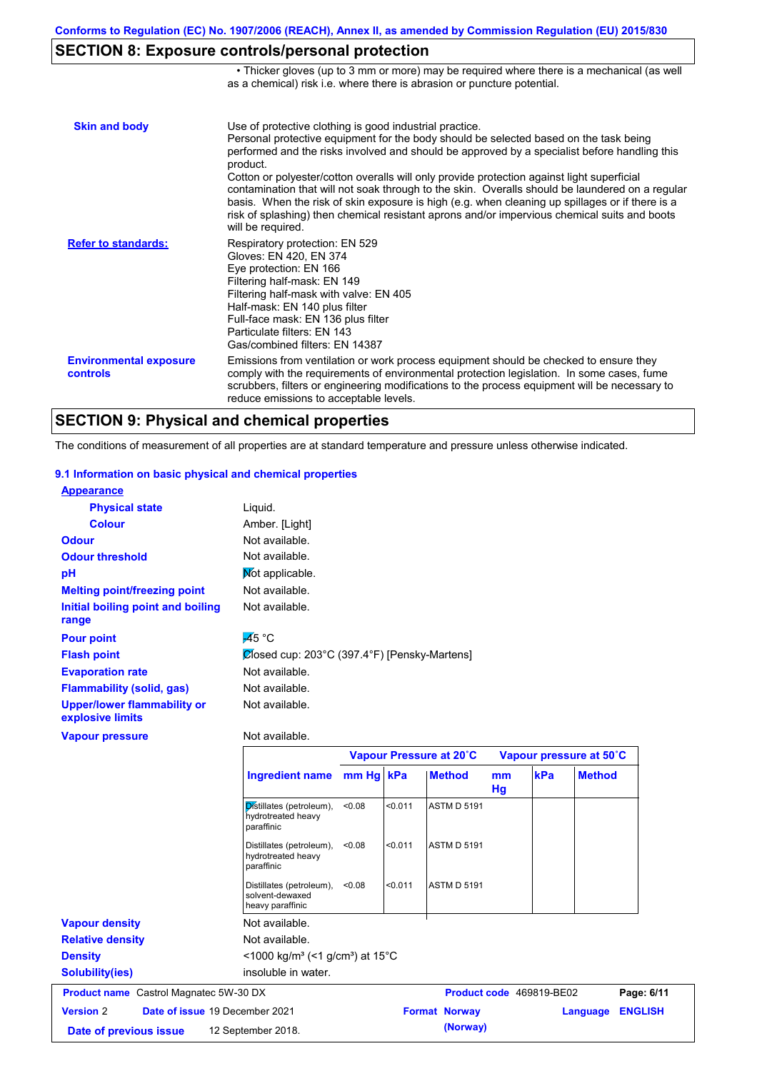## SECTION 8: Exposure controls/personal protection

• Thicker gloves (up to 3 mm or more) may be required where there is a mechanical (as well as a chemical) risk i.e. where there is abrasion or puncture potential.

**Skin and body**

Use of protective clothing is good industrial practice.
Personal protective equipment for the body should be selected based on the task being performed and the risks involved and should be approved by a specialist before handling this product.
Cotton or polyester/cotton overalls will only provide protection against light superficial contamination that will not soak through to the skin. Overalls should be laundered on a regular basis. When the risk of skin exposure is high (e.g. when cleaning up spillages or if there is a risk of splashing) then chemical resistant aprons and/or impervious chemical suits and boots will be required.

**Refer to standards:**

Respiratory protection: EN 529
Gloves: EN 420, EN 374
Eye protection: EN 166
Filtering half-mask: EN 149
Filtering half-mask with valve: EN 405
Half-mask: EN 140 plus filter
Full-face mask: EN 136 plus filter
Particulate filters: EN 143
Gas/combined filters: EN 14387

**Environmental exposure controls**

Emissions from ventilation or work process equipment should be checked to ensure they comply with the requirements of environmental protection legislation. In some cases, fume scrubbers, filters or engineering modifications to the process equipment will be necessary to reduce emissions to acceptable levels.

## SECTION 9: Physical and chemical properties

The conditions of measurement of all properties are at standard temperature and pressure unless otherwise indicated.

### 9.1 Information on basic physical and chemical properties

**Appearance**

| | |
|---|---|
| **Physical state** | Liquid. |
| **Colour** | Amber. [Light] |
| **Odour** | Not available. |
| **Odour threshold** | Not available. |
| **pH** | Not applicable. |
| **Melting point/freezing point** | Not available. |
| **Initial boiling point and boiling range** | Not available. |
| **Pour point** | -45 °C |
| **Flash point** | Closed cup: 203°C (397.4°F) [Pensky-Martens] |
| **Evaporation rate** | Not available. |
| **Flammability (solid, gas)** | Not available. |
| **Upper/lower flammability or explosive limits** | Not available. |
| **Vapour pressure** | Not available. |

| | Vapour Pressure at 20˚C | | | Vapour pressure at 50˚C | | |
|---|---|---|---|---|---|---|
| **Ingredient name** | **mm Hg** | **kPa** | **Method** | **mm Hg** | **kPa** | **Method** |
| Distillates (petroleum), hydrotreated heavy paraffinic | <0.08 | <0.011 | ASTM D 5191 | | | |
| Distillates (petroleum), hydrotreated heavy paraffinic | <0.08 | <0.011 | ASTM D 5191 | | | |
| Distillates (petroleum), solvent-dewaxed heavy paraffinic | <0.08 | <0.011 | ASTM D 5191 | | | |

| | |
|---|---|
| **Vapour density** | Not available. |
| **Relative density** | Not available. |
| **Density** | <1000 kg/m³ (<1 g/cm³) at 15°C |
| **Solubility(ies)** | insoluble in water. |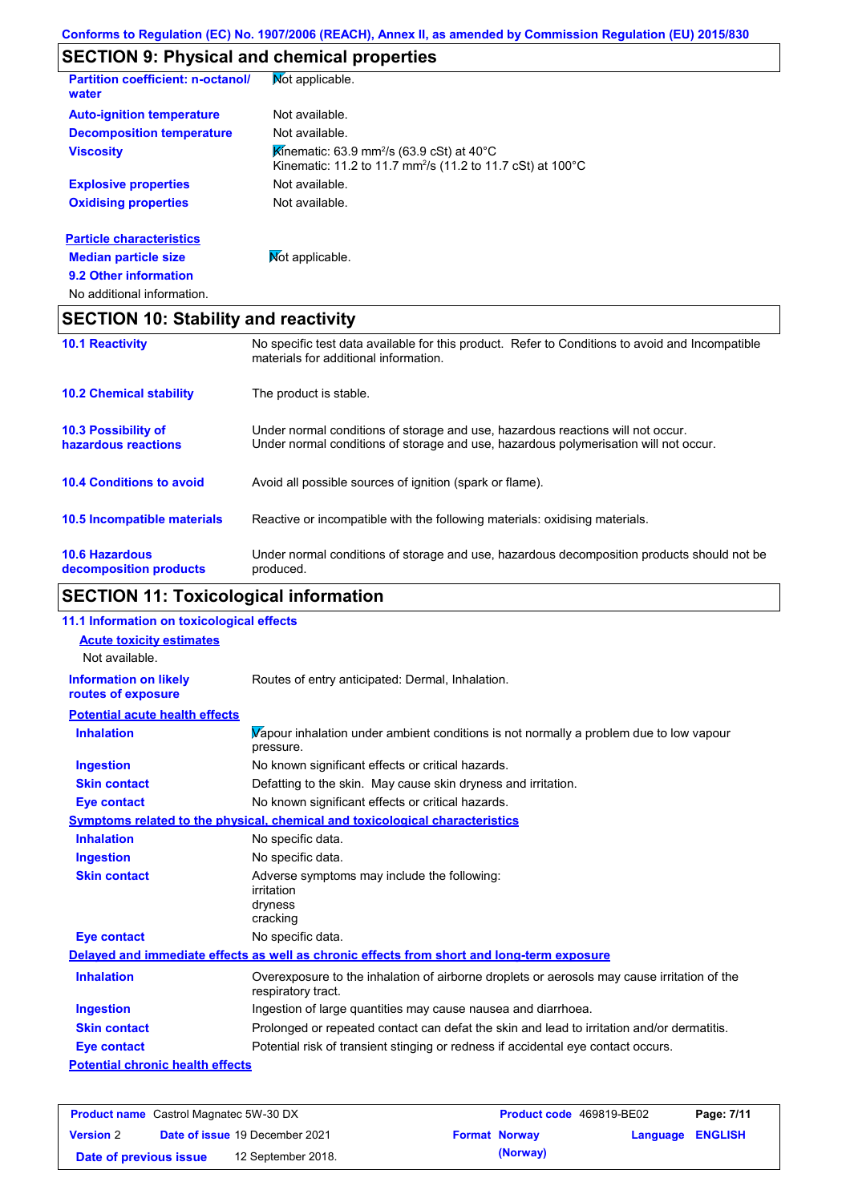Conforms to Regulation (EC) No. 1907/2006 (REACH), Annex II, as amended by Commission Regulation (EU) 2015/830

## SECTION 9: Physical and chemical properties

| | |
|---|---|
| **Partition coefficient: n-octanol/ water** | Not applicable. |
| **Auto-ignition temperature** | Not available. |
| **Decomposition temperature** | Not available. |
| **Viscosity** | Kinematic: 63.9 $mm^2/s$ (63.9 cSt) at 40°C<br>Kinematic: 11.2 to 11.7 $mm^2/s$ (11.2 to 11.7 cSt) at 100°C |
| **Explosive properties** | Not available. |
| **Oxidising properties** | Not available. |

**Particle characteristics**

| | |
|---|---|
| **Median particle size** | Not applicable. |

**9.2 Other information**

No additional information.

## SECTION 10: Stability and reactivity

| | |
|---|---|
| **10.1 Reactivity** | No specific test data available for this product. Refer to Conditions to avoid and Incompatible materials for additional information. |
| **10.2 Chemical stability** | The product is stable. |
| **10.3 Possibility of hazardous reactions** | Under normal conditions of storage and use, hazardous reactions will not occur.<br>Under normal conditions of storage and use, hazardous polymerisation will not occur. |
| **10.4 Conditions to avoid** | Avoid all possible sources of ignition (spark or flame). |
| **10.5 Incompatible materials** | Reactive or incompatible with the following materials: oxidising materials. |
| **10.6 Hazardous decomposition products** | Under normal conditions of storage and use, hazardous decomposition products should not be produced. |

## SECTION 11: Toxicological information

### 11.1 Information on toxicological effects

**Acute toxicity estimates**

Not available.

| | |
|---|---|
| **Information on likely routes of exposure** | Routes of entry anticipated: Dermal, Inhalation. |

**Potential acute health effects**

| | |
|---|---|
| **Inhalation** | Vapour inhalation under ambient conditions is not normally a problem due to low vapour pressure. |
| **Ingestion** | No known significant effects or critical hazards. |
| **Skin contact** | Defatting to the skin. May cause skin dryness and irritation. |
| **Eye contact** | No known significant effects or critical hazards. |

**Symptoms related to the physical, chemical and toxicological characteristics**

| | |
|---|---|
| **Inhalation** | No specific data. |
| **Ingestion** | No specific data. |
| **Skin contact** | Adverse symptoms may include the following:<br>irritation<br>dryness<br>cracking |
| **Eye contact** | No specific data. |

**Delayed and immediate effects as well as chronic effects from short and long-term exposure**

| | |
|---|---|
| **Inhalation** | Overexposure to the inhalation of airborne droplets or aerosols may cause irritation of the respiratory tract. |
| **Ingestion** | Ingestion of large quantities may cause nausea and diarrhoea. |
| **Skin contact** | Prolonged or repeated contact can defat the skin and lead to irritation and/or dermatitis. |
| **Eye contact** | Potential risk of transient stinging or redness if accidental eye contact occurs. |

**Potential chronic health effects**

| | | | |
|---|---|---|---|
| **Product name** Castrol Magnatec 5W-30 DX | | **Product code** 469819-BE02 | |
| **Version** 2 | **Date of issue** 19 December 2021 | **Format** Norway (Norway) | **Language** ENGLISH |
| **Date of previous issue** | 12 September 2018. | | |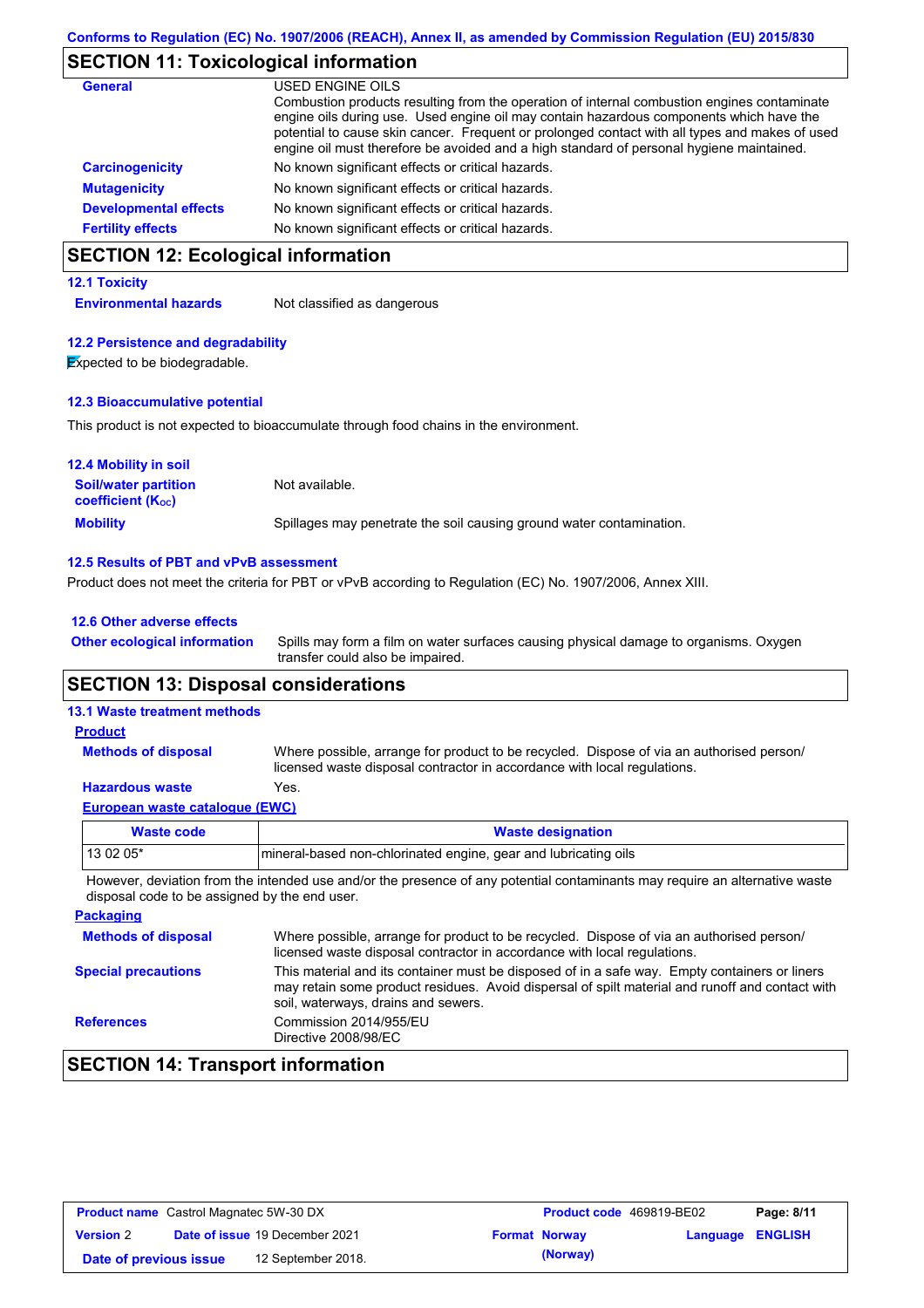Conforms to Regulation (EC) No. 1907/2006 (REACH), Annex II, as amended by Commission Regulation (EU) 2015/830

## SECTION 11: Toxicological information

**General**

USED ENGINE OILS
Combustion products resulting from the operation of internal combustion engines contaminate engine oils during use. Used engine oil may contain hazardous components which have the potential to cause skin cancer. Frequent or prolonged contact with all types and makes of used engine oil must therefore be avoided and a high standard of personal hygiene maintained.

**Carcinogenicity** No known significant effects or critical hazards.

**Mutagenicity** No known significant effects or critical hazards.

**Developmental effects** No known significant effects or critical hazards.

**Fertility effects** No known significant effects or critical hazards.

## SECTION 12: Ecological information

### 12.1 Toxicity

**Environmental hazards** Not classified as dangerous

### 12.2 Persistence and degradability

Expected to be biodegradable.

### 12.3 Bioaccumulative potential

This product is not expected to bioaccumulate through food chains in the environment.

### 12.4 Mobility in soil

**Soil/water partition coefficient ($K_{OC}$)** Not available.

**Mobility** Spillages may penetrate the soil causing ground water contamination.

### 12.5 Results of PBT and vPvB assessment

Product does not meet the criteria for PBT or vPvB according to Regulation (EC) No. 1907/2006, Annex XIII.

### 12.6 Other adverse effects

**Other ecological information** Spills may form a film on water surfaces causing physical damage to organisms. Oxygen transfer could also be impaired.

## SECTION 13: Disposal considerations

### 13.1 Waste treatment methods

**Product**

**Methods of disposal** Where possible, arrange for product to be recycled. Dispose of via an authorised person/ licensed waste disposal contractor in accordance with local regulations.

**Hazardous waste** Yes.

**European waste catalogue (EWC)**

| Waste code | Waste designation |
|---|---|
| 13 02 05* | mineral-based non-chlorinated engine, gear and lubricating oils |

However, deviation from the intended use and/or the presence of any potential contaminants may require an alternative waste disposal code to be assigned by the end user.

**Packaging**

**Methods of disposal** Where possible, arrange for product to be recycled. Dispose of via an authorised person/ licensed waste disposal contractor in accordance with local regulations.

**Special precautions** This material and its container must be disposed of in a safe way. Empty containers or liners may retain some product residues. Avoid dispersal of spilt material and runoff and contact with soil, waterways, drains and sewers.

**References** Commission 2014/955/EU
Directive 2008/98/EC

## SECTION 14: Transport information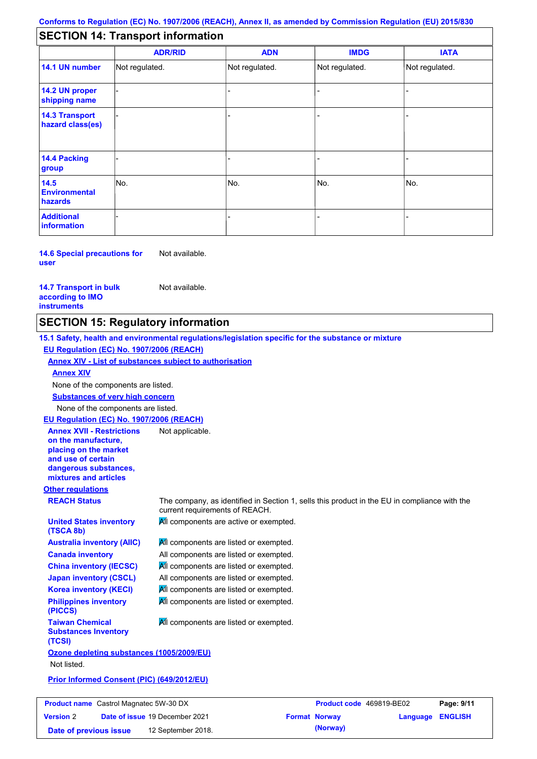Conforms to Regulation (EC) No. 1907/2006 (REACH), Annex II, as amended by Commission Regulation (EU) 2015/830

## SECTION 14: Transport information

| | ADR/RID | ADN | IMDG | IATA |
|---|---|---|---|---|
| **14.1 UN number** | Not regulated. | Not regulated. | Not regulated. | Not regulated. |
| **14.2 UN proper shipping name** | - | - | - | - |
| **14.3 Transport hazard class(es)** | - | - | - | - |
| **14.4 Packing group** | - | - | - | - |
| **14.5 Environmental hazards** | No. | No. | No. | No. |
| **Additional information** | - | - | - | - |

**14.6 Special precautions for user** Not available.

**14.7 Transport in bulk according to IMO instruments** Not available.

## SECTION 15: Regulatory information

**15.1 Safety, health and environmental regulations/legislation specific for the substance or mixture**

**EU Regulation (EC) No. 1907/2006 (REACH)**

**Annex XIV - List of substances subject to authorisation**

**Annex XIV**

None of the components are listed.

**Substances of very high concern**

None of the components are listed.

**EU Regulation (EC) No. 1907/2006 (REACH)**

**Annex XVII - Restrictions on the manufacture, placing on the market and use of certain dangerous substances, mixtures and articles** Not applicable.

**Other regulations**

**REACH Status** The company, as identified in Section 1, sells this product in the EU in compliance with the current requirements of REACH.

**United States inventory (TSCA 8b)** All components are active or exempted.

**Australia inventory (AIIC)** All components are listed or exempted.

**Canada inventory** All components are listed or exempted.

**China inventory (IECSC)** All components are listed or exempted.

**Japan inventory (CSCL)** All components are listed or exempted.

**Korea inventory (KECI)** All components are listed or exempted.

**Philippines inventory (PICCS)** All components are listed or exempted.

**Taiwan Chemical Substances Inventory (TCSI)** All components are listed or exempted.

**Ozone depleting substances (1005/2009/EU)**

Not listed.

**Prior Informed Consent (PIC) (649/2012/EU)**

| Product name | Castrol Magnatec 5W-30 DX | Product code | 469819-BE02 | Page: 9/11 |
|---|---|---|---|---|
| Version 2 | Date of issue 19 December 2021 | Format Norway (Norway) | Language ENGLISH | |
| Date of previous issue | 12 September 2018. | | | |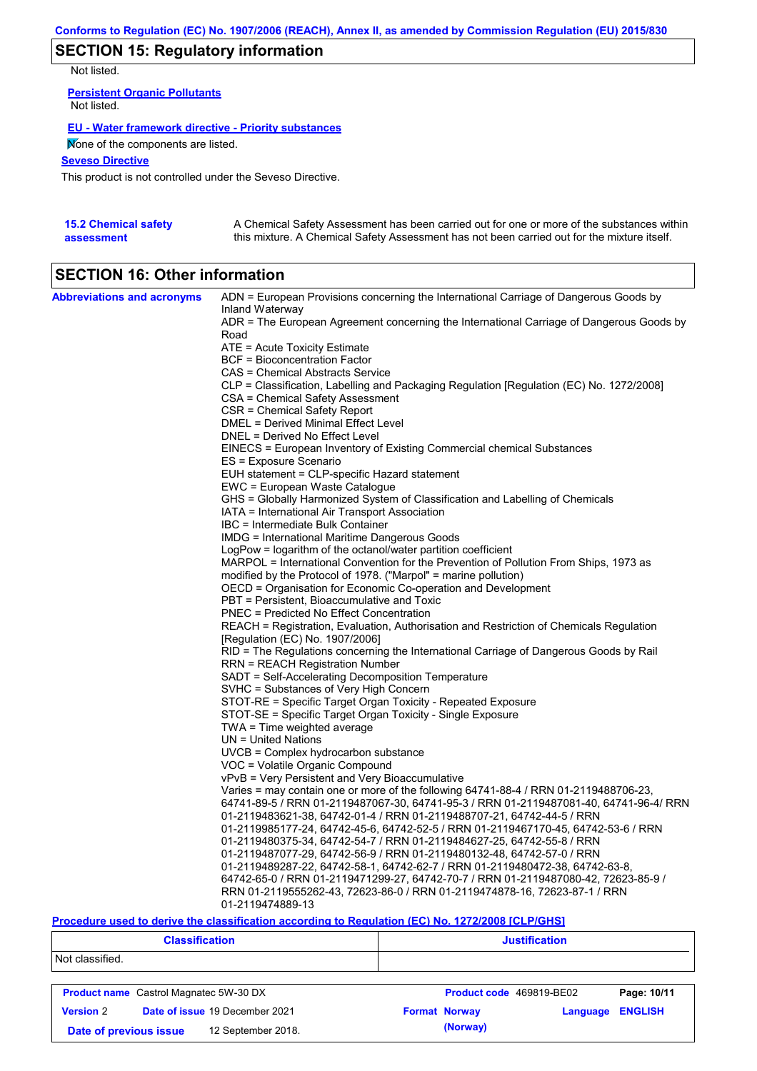## SECTION 15: Regulatory information

Not listed.

**Persistent Organic Pollutants**

Not listed.

**EU - Water framework directive - Priority substances**

None of the components are listed.

**Seveso Directive**

This product is not controlled under the Seveso Directive.

**15.2 Chemical safety assessment**

A Chemical Safety Assessment has been carried out for one or more of the substances within this mixture. A Chemical Safety Assessment has not been carried out for the mixture itself.

## SECTION 16: Other information

**Abbreviations and acronyms**

ADN = European Provisions concerning the International Carriage of Dangerous Goods by Inland Waterway
ADR = The European Agreement concerning the International Carriage of Dangerous Goods by Road
ATE = Acute Toxicity Estimate
BCF = Bioconcentration Factor
CAS = Chemical Abstracts Service
CLP = Classification, Labelling and Packaging Regulation [Regulation (EC) No. 1272/2008]
CSA = Chemical Safety Assessment
CSR = Chemical Safety Report
DMEL = Derived Minimal Effect Level
DNEL = Derived No Effect Level
EINECS = European Inventory of Existing Commercial chemical Substances
ES = Exposure Scenario
EUH statement = CLP-specific Hazard statement
EWC = European Waste Catalogue
GHS = Globally Harmonized System of Classification and Labelling of Chemicals
IATA = International Air Transport Association
IBC = Intermediate Bulk Container
IMDG = International Maritime Dangerous Goods
LogPow = logarithm of the octanol/water partition coefficient
MARPOL = International Convention for the Prevention of Pollution From Ships, 1973 as modified by the Protocol of 1978. ("Marpol" = marine pollution)
OECD = Organisation for Economic Co-operation and Development
PBT = Persistent, Bioaccumulative and Toxic
PNEC = Predicted No Effect Concentration
REACH = Registration, Evaluation, Authorisation and Restriction of Chemicals Regulation [Regulation (EC) No. 1907/2006]
RID = The Regulations concerning the International Carriage of Dangerous Goods by Rail
RRN = REACH Registration Number
SADT = Self-Accelerating Decomposition Temperature
SVHC = Substances of Very High Concern
STOT-RE = Specific Target Organ Toxicity - Repeated Exposure
STOT-SE = Specific Target Organ Toxicity - Single Exposure
TWA = Time weighted average
UN = United Nations
UVCB = Complex hydrocarbon substance
VOC = Volatile Organic Compound
vPvB = Very Persistent and Very Bioaccumulative
Varies = may contain one or more of the following 64741-88-4 / RRN 01-2119488706-23, 64741-89-5 / RRN 01-2119487067-30, 64741-95-3 / RRN 01-2119487081-40, 64741-96-4/ RRN 01-2119483621-38, 64742-01-4 / RRN 01-2119488707-21, 64742-44-5 / RRN 01-2119985177-24, 64742-45-6, 64742-52-5 / RRN 01-2119467170-45, 64742-53-6 / RRN 01-2119480375-34, 64742-54-7 / RRN 01-2119484627-25, 64742-55-8 / RRN 01-2119487077-29, 64742-56-9 / RRN 01-2119480132-48, 64742-57-0 / RRN 01-2119489287-22, 64742-58-1, 64742-62-7 / RRN 01-2119480472-38, 64742-63-8, 64742-65-0 / RRN 01-2119471299-27, 64742-70-7 / RRN 01-2119487080-42, 72623-85-9 / RRN 01-2119555262-43, 72623-86-0 / RRN 01-2119474878-16, 72623-87-1 / RRN 01-2119474889-13

**Procedure used to derive the classification according to Regulation (EC) No. 1272/2008 [CLP/GHS]**

| Classification | Justification |
|---|---|
| Not classified. | |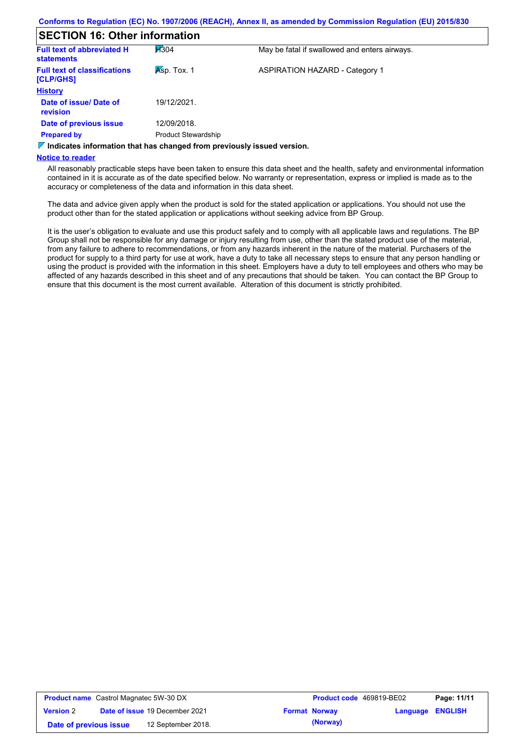## SECTION 16: Other information

| | | |
|---|---|---|
| **Full text of abbreviated H statements** | H304 | May be fatal if swallowed and enters airways. |
| **Full text of classifications [CLP/GHS]** | Asp. Tox. 1 | ASPIRATION HAZARD - Category 1 |

**History**

| | |
|---|---|
| **Date of issue/ Date of revision** | 19/12/2021. |
| **Date of previous issue** | 12/09/2018. |
| **Prepared by** | Product Stewardship |

**Indicates information that has changed from previously issued version.**

**Notice to reader**

All reasonably practicable steps have been taken to ensure this data sheet and the health, safety and environmental information contained in it is accurate as of the date specified below. No warranty or representation, express or implied is made as to the accuracy or completeness of the data and information in this data sheet.

The data and advice given apply when the product is sold for the stated application or applications. You should not use the product other than for the stated application or applications without seeking advice from BP Group.

It is the user's obligation to evaluate and use this product safely and to comply with all applicable laws and regulations. The BP Group shall not be responsible for any damage or injury resulting from use, other than the stated product use of the material, from any failure to adhere to recommendations, or from any hazards inherent in the nature of the material. Purchasers of the product for supply to a third party for use at work, have a duty to take all necessary steps to ensure that any person handling or using the product is provided with the information in this sheet. Employers have a duty to tell employees and others who may be affected of any hazards described in this sheet and of any precautions that should be taken. You can contact the BP Group to ensure that this document is the most current available. Alteration of this document is strictly prohibited.